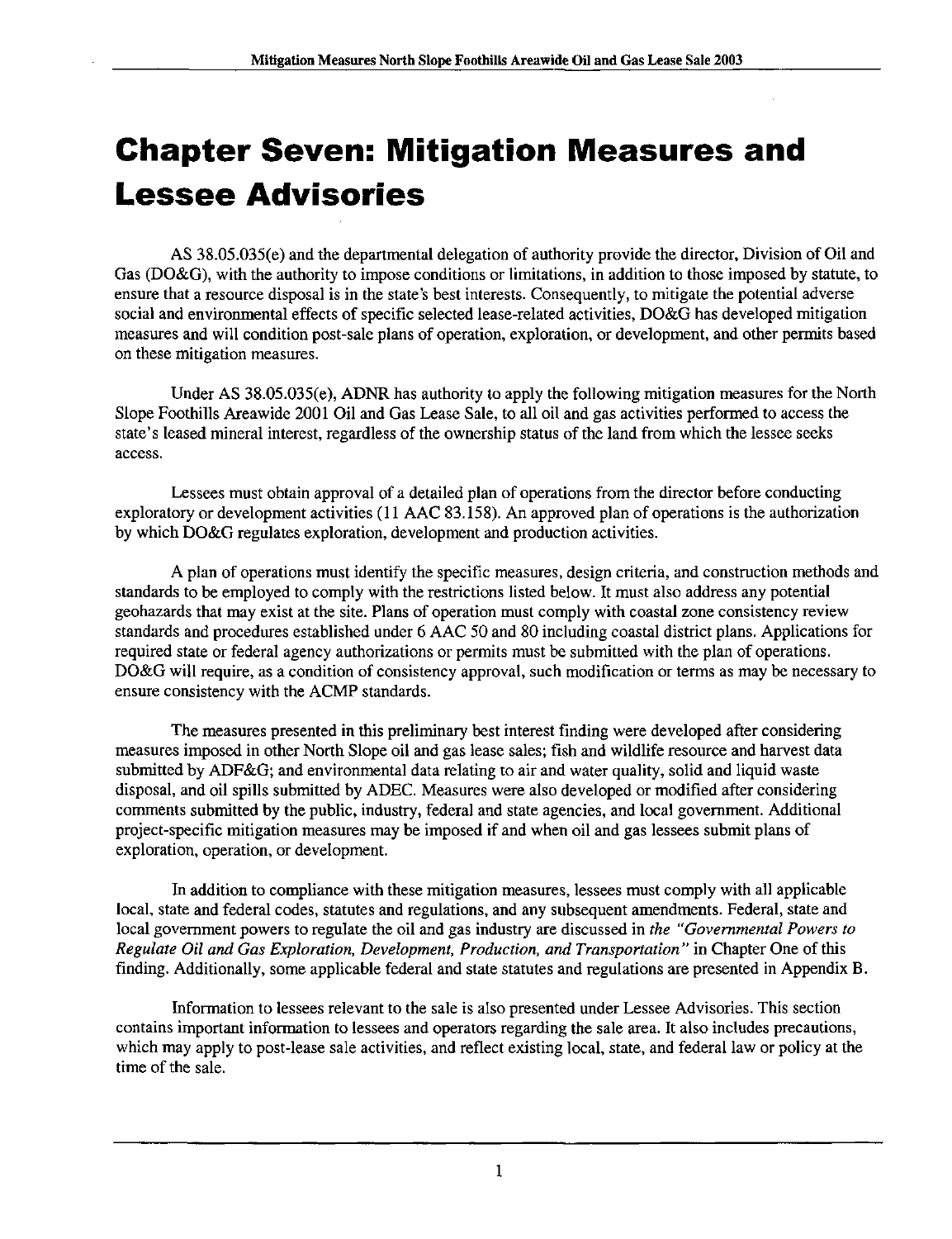# Chapter Seven: Mitigation Measures and Lessee Advisories

AS 38.05.035(e) and the departmental delegation of authority provide the director, Division of Oil and Gas (DO&G), with the authority to impose conditions or limitations, in addition to those imposed by statute, to ensure that a resource disposal is in the state's best interests. Consequently, to mitigate the potential adverse social and environmental effects of specific selected lease-related activities, DO&G has developed mitigation measures and will condition post-sale plans of operation, exploration, or development, and other permits based on these mitigation measures.

Under AS 38.05.035(e), ADNR has authority to apply the following mitigation measures for the North Slope Foothills Areawide 2001 Oil and Gas Lease Sale, to all oil and gas activities performed to access the state's leased mineral interest, regardless of the ownership status of the land from which the lessee seeks access.

Lessees must obtain approval of a detailed plan of operations from the director before conducting exploratory or development activities (11 AAC 83.158). An approved plan of operations is the authorization by which DO&G regulates exploration, development and production activities.

A plan of operations must identify the specific measures, design criteria, and construction methods and standards to be employed to comply with the restrictions listed below. It must also address any potential geohazards that may exist at the site. Plans of operation must comply with coastal zone consistency review standards and procedures established under 6 AAC 50 and 80 including coastal district plans. Applications for required state or federal agency authorizations or permits must be submitted with the plan of operations. DO&G will require, as a condition of consistency approval, such modification or terms as may be necessary to ensure consistency with the ACMP standards.

The measures presented in this preliminary best interest finding were developed after considering measures imposed in other North Slope oil and gas lease sales; fish and wildlife resource and harvest data submitted by ADF&G; and environmental data relating to air and water quality, solid and liquid waste disposal, and oil spills submitted by ADEC. Measures were also developed or modified after considering comments submitted by the public, industry, federal and state agencies, and local government. Additional project-specific mitigation measures may be imposed if and when oil and gas lessees submit plans of exploration, operation, or development.

In addition to compliance with these mitigation measures, lessees must comply with all applicable local, state and federal codes, statutes and regulations, and any subsequent amendments. Federal, state and local government powers to regulate the oil and gas industry are discussed in *the "Governmental Powers to Regulate Oil and Gas Exploration, Development, Production, and Transportation"* in Chapter One of this finding. Additionally, some applicable federal and state statutes and regulations are presented in Appendix B.

Information to lessees relevant to the sale is also presented under Lessee Advisories. This section contains important information to lessees and operators regarding the sale area. It also includes precautions, which may apply to post-lease sale activities, and reflect existing local, state, and federal law or policy at the time of the sale.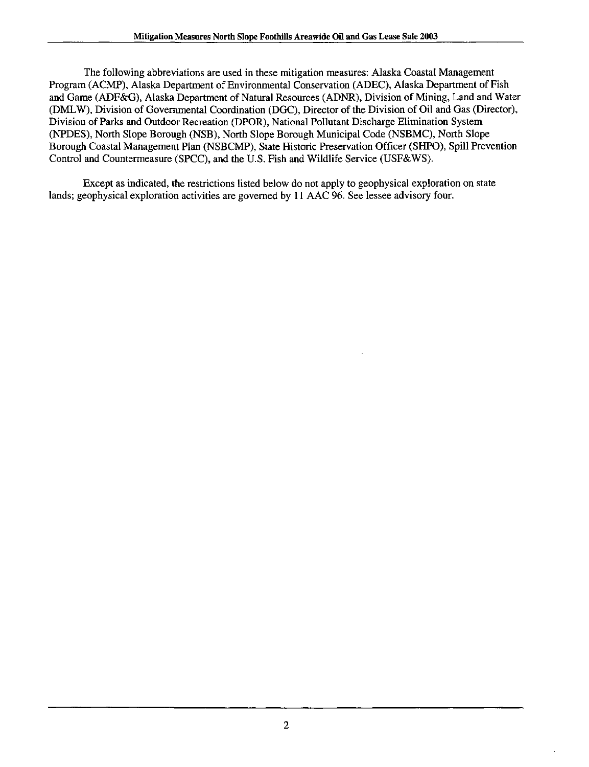The following abbreviations are used in these mitigation measures: Alaska Coastal Management Program (ACMP), Alaska Department of Environmental Conservation (ADEC), Alaska Department of Fish and Game (ADF&G), Alaska Department of Natural Resources (ADNR), Division of Mining, Land and Water (DMLW), Division of Governmental Coordination (DGC), Director of the Division of Oil and Gas (Director), Division of Parks and Outdoor Recreation (DPOR), National Pollutant Discharge Elimination System (NPDES), North Slope Borough (NSB), North Slope Borough Municipal Code (NSBMC), North Slope Borough Coastal Management Plan (NSBCMP), State Historic Preservation Officer (SHPO), Spill Prevention Control and Countermeasure (SPCC), and the U.S. Fish and Wildlife Service (USF&WS).

Except as indicated, the restrictions listed below do not apply to geophysical exploration on state lands; geophysical exploration activities are governed by 11 AAC 96. See lessee advisory four.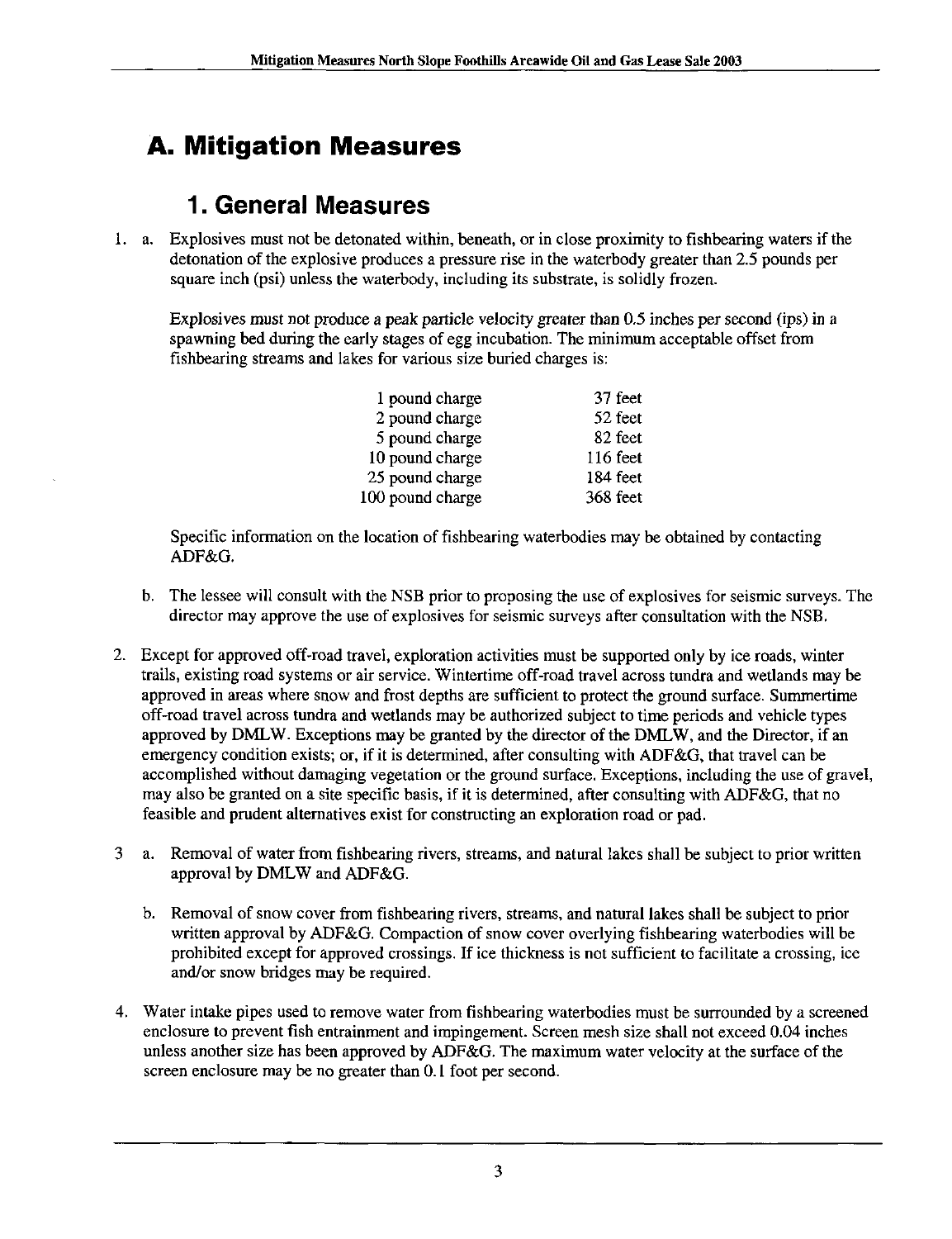# A. Mitigation Measures

## 1. General Measures

1. a. Explosives must not be detonated within, beneath, or in close proximity to fishbearing waters if the detonation of the explosive produces a pressure rise in the waterbody greater than 2.5 pounds per square inch (psi) unless the waterbody, including its substrate, is solidly frozen.

   Explosives must not produce a peak particle velocity greater than 0.5 inches per second (ips) in a spawning bed during the early stages of egg incubation. The minimum acceptable offset from fishbearing streams and lakes for various size buried charges is:

   | | |
   |---|---|
   | 1 pound charge | 37 feet |
   | 2 pound charge | 52 feet |
   | 5 pound charge | 82 feet |
   | 10 pound charge | 116 feet |
   | 25 pound charge | 184 feet |
   | 100 pound charge | 368 feet |

   Specific information on the location of fishbearing waterbodies may be obtained by contacting ADF&G.

   b. The lessee will consult with the NSB prior to proposing the use of explosives for seismic surveys. The director may approve the use of explosives for seismic surveys after consultation with the NSB.

2. Except for approved off-road travel, exploration activities must be supported only by ice roads, winter trails, existing road systems or air service. Wintertime off-road travel across tundra and wetlands may be approved in areas where snow and frost depths are sufficient to protect the ground surface. Summertime off-road travel across tundra and wetlands may be authorized subject to time periods and vehicle types approved by DMLW. Exceptions may be granted by the director of the DMLW, and the Director, if an emergency condition exists; or, if it is determined, after consulting with ADF&G, that travel can be accomplished without damaging vegetation or the ground surface. Exceptions, including the use of gravel, may also be granted on a site specific basis, if it is determined, after consulting with ADF&G, that no feasible and prudent alternatives exist for constructing an exploration road or pad.

3. a. Removal of water from fishbearing rivers, streams, and natural lakes shall be subject to prior written approval by DMLW and ADF&G.

   b. Removal of snow cover from fishbearing rivers, streams, and natural lakes shall be subject to prior written approval by ADF&G. Compaction of snow cover overlying fishbearing waterbodies will be prohibited except for approved crossings. If ice thickness is not sufficient to facilitate a crossing, ice and/or snow bridges may be required.

4. Water intake pipes used to remove water from fishbearing waterbodies must be surrounded by a screened enclosure to prevent fish entrainment and impingement. Screen mesh size shall not exceed 0.04 inches unless another size has been approved by ADF&G. The maximum water velocity at the surface of the screen enclosure may be no greater than 0.1 foot per second.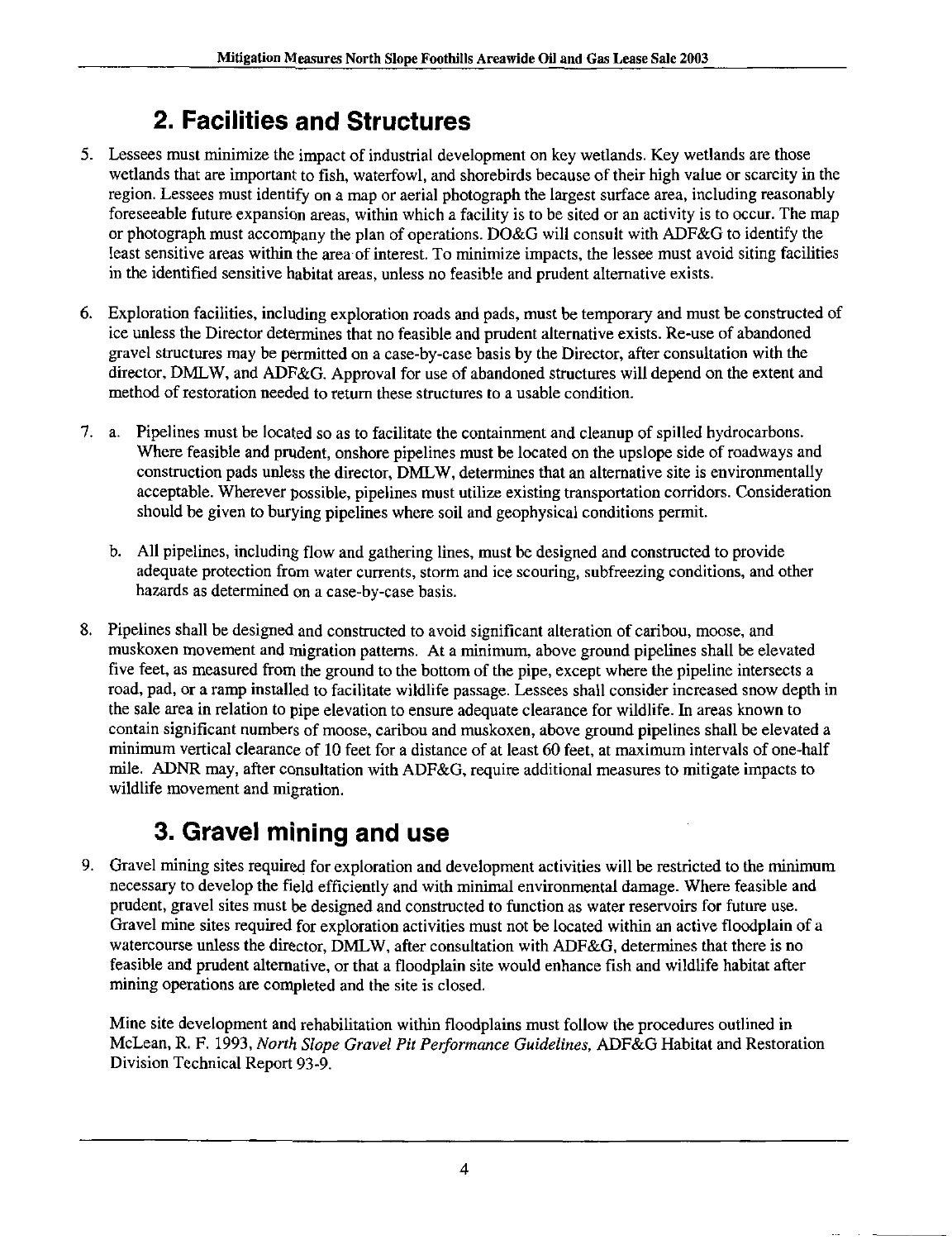## 2. Facilities and Structures

5. Lessees must minimize the impact of industrial development on key wetlands. Key wetlands are those wetlands that are important to fish, waterfowl, and shorebirds because of their high value or scarcity in the region. Lessees must identify on a map or aerial photograph the largest surface area, including reasonably foreseeable future expansion areas, within which a facility is to be sited or an activity is to occur. The map or photograph must accompany the plan of operations. DO&G will consult with ADF&G to identify the least sensitive areas within the area of interest. To minimize impacts, the lessee must avoid siting facilities in the identified sensitive habitat areas, unless no feasible and prudent alternative exists.

6. Exploration facilities, including exploration roads and pads, must be temporary and must be constructed of ice unless the Director determines that no feasible and prudent alternative exists. Re-use of abandoned gravel structures may be permitted on a case-by-case basis by the Director, after consultation with the director, DMLW, and ADF&G. Approval for use of abandoned structures will depend on the extent and method of restoration needed to return these structures to a usable condition.

7. a. Pipelines must be located so as to facilitate the containment and cleanup of spilled hydrocarbons. Where feasible and prudent, onshore pipelines must be located on the upslope side of roadways and construction pads unless the director, DMLW, determines that an alternative site is environmentally acceptable. Wherever possible, pipelines must utilize existing transportation corridors. Consideration should be given to burying pipelines where soil and geophysical conditions permit.

   b. All pipelines, including flow and gathering lines, must be designed and constructed to provide adequate protection from water currents, storm and ice scouring, subfreezing conditions, and other hazards as determined on a case-by-case basis.

8. Pipelines shall be designed and constructed to avoid significant alteration of caribou, moose, and muskoxen movement and migration patterns. At a minimum, above ground pipelines shall be elevated five feet, as measured from the ground to the bottom of the pipe, except where the pipeline intersects a road, pad, or a ramp installed to facilitate wildlife passage. Lessees shall consider increased snow depth in the sale area in relation to pipe elevation to ensure adequate clearance for wildlife. In areas known to contain significant numbers of moose, caribou and muskoxen, above ground pipelines shall be elevated a minimum vertical clearance of 10 feet for a distance of at least 60 feet, at maximum intervals of one-half mile. ADNR may, after consultation with ADF&G, require additional measures to mitigate impacts to wildlife movement and migration.

## 3. Gravel mining and use

9. Gravel mining sites required for exploration and development activities will be restricted to the minimum necessary to develop the field efficiently and with minimal environmental damage. Where feasible and prudent, gravel sites must be designed and constructed to function as water reservoirs for future use. Gravel mine sites required for exploration activities must not be located within an active floodplain of a watercourse unless the director, DMLW, after consultation with ADF&G, determines that there is no feasible and prudent alternative, or that a floodplain site would enhance fish and wildlife habitat after mining operations are completed and the site is closed.

   Mine site development and rehabilitation within floodplains must follow the procedures outlined in McLean, R. F. 1993, *North Slope Gravel Pit Performance Guidelines,* ADF&G Habitat and Restoration Division Technical Report 93-9.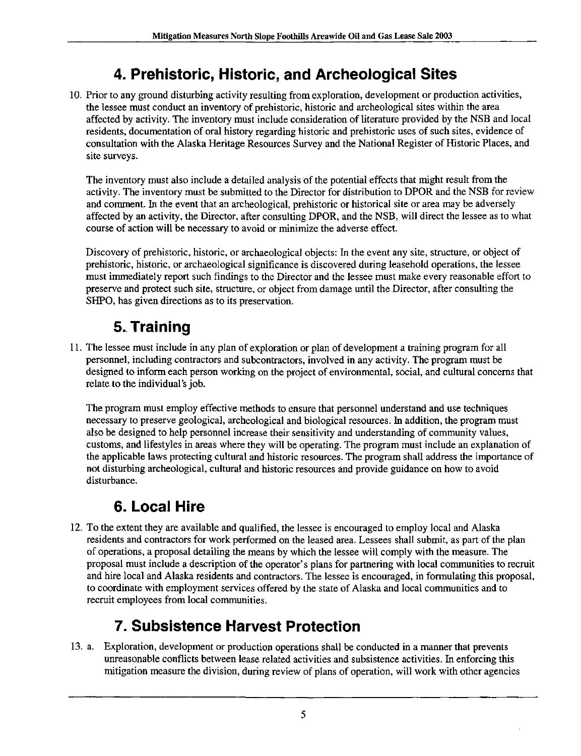## 4. Prehistoric, Historic, and Archeological Sites

10. Prior to any ground disturbing activity resulting from exploration, development or production activities, the lessee must conduct an inventory of prehistoric, historic and archeological sites within the area affected by activity. The inventory must include consideration of literature provided by the NSB and local residents, documentation of oral history regarding historic and prehistoric uses of such sites, evidence of consultation with the Alaska Heritage Resources Survey and the National Register of Historic Places, and site surveys.

    The inventory must also include a detailed analysis of the potential effects that might result from the activity. The inventory must be submitted to the Director for distribution to DPOR and the NSB for review and comment. In the event that an archeological, prehistoric or historical site or area may be adversely affected by an activity, the Director, after consulting DPOR, and the NSB, will direct the lessee as to what course of action will be necessary to avoid or minimize the adverse effect.

    Discovery of prehistoric, historic, or archaeological objects: In the event any site, structure, or object of prehistoric, historic, or archaeological significance is discovered during leasehold operations, the lessee must immediately report such findings to the Director and the lessee must make every reasonable effort to preserve and protect such site, structure, or object from damage until the Director, after consulting the SHPO, has given directions as to its preservation.

## 5. Training

11. The lessee must include in any plan of exploration or plan of development a training program for all personnel, including contractors and subcontractors, involved in any activity. The program must be designed to inform each person working on the project of environmental, social, and cultural concerns that relate to the individual's job.

    The program must employ effective methods to ensure that personnel understand and use techniques necessary to preserve geological, archeological and biological resources. In addition, the program must also be designed to help personnel increase their sensitivity and understanding of community values, customs, and lifestyles in areas where they will be operating. The program must include an explanation of the applicable laws protecting cultural and historic resources. The program shall address the importance of not disturbing archeological, cultural and historic resources and provide guidance on how to avoid disturbance.

## 6. Local Hire

12. To the extent they are available and qualified, the lessee is encouraged to employ local and Alaska residents and contractors for work performed on the leased area. Lessees shall submit, as part of the plan of operations, a proposal detailing the means by which the lessee will comply with the measure. The proposal must include a description of the operator's plans for partnering with local communities to recruit and hire local and Alaska residents and contractors. The lessee is encouraged, in formulating this proposal, to coordinate with employment services offered by the state of Alaska and local communities and to recruit employees from local communities.

## 7. Subsistence Harvest Protection

13. a. Exploration, development or production operations shall be conducted in a manner that prevents unreasonable conflicts between lease related activities and subsistence activities. In enforcing this mitigation measure the division, during review of plans of operation, will work with other agencies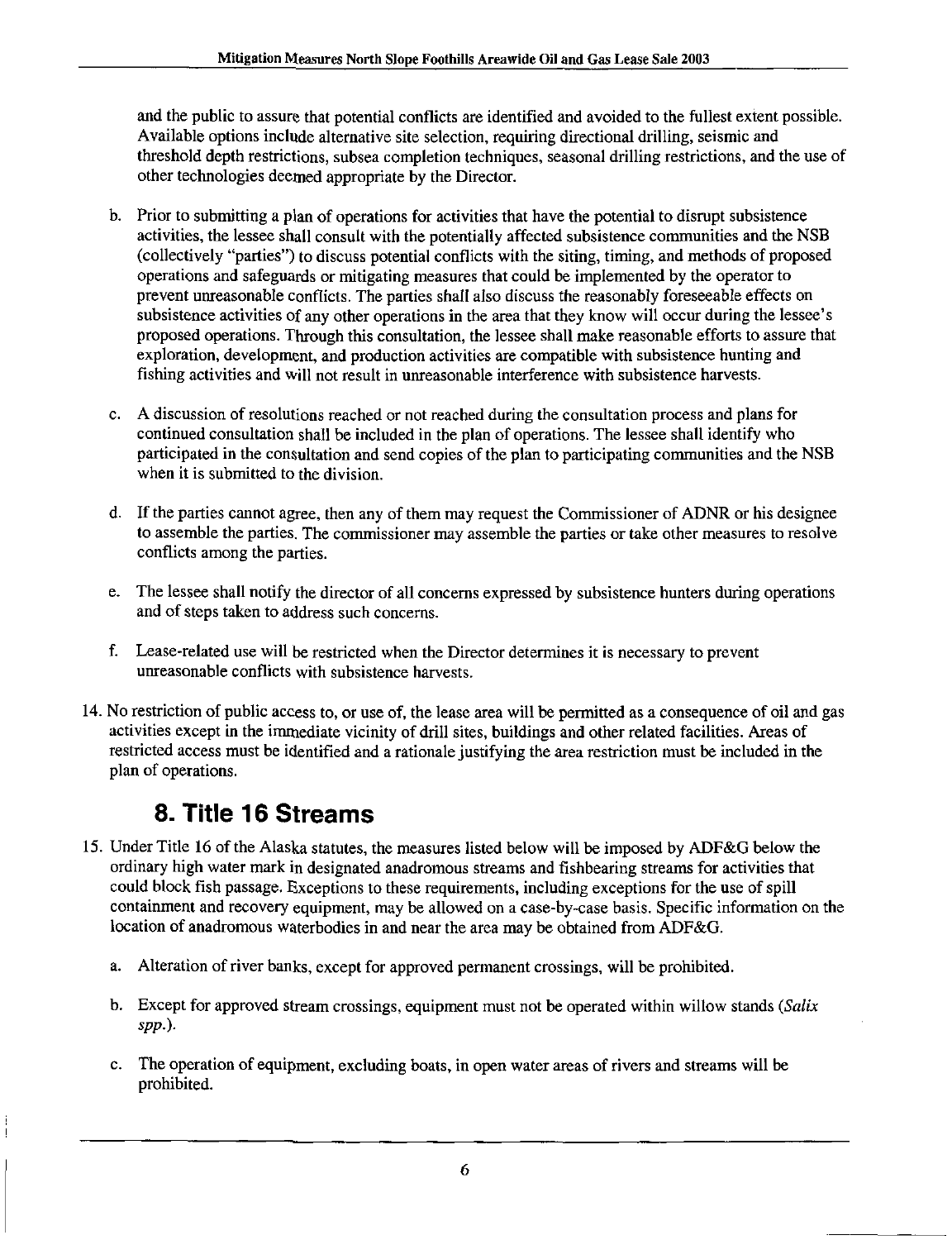and the public to assure that potential conflicts are identified and avoided to the fullest extent possible. Available options include alternative site selection, requiring directional drilling, seismic and threshold depth restrictions, subsea completion techniques, seasonal drilling restrictions, and the use of other technologies deemed appropriate by the Director.

b. Prior to submitting a plan of operations for activities that have the potential to disrupt subsistence activities, the lessee shall consult with the potentially affected subsistence communities and the NSB (collectively "parties") to discuss potential conflicts with the siting, timing, and methods of proposed operations and safeguards or mitigating measures that could be implemented by the operator to prevent unreasonable conflicts. The parties shall also discuss the reasonably foreseeable effects on subsistence activities of any other operations in the area that they know will occur during the lessee's proposed operations. Through this consultation, the lessee shall make reasonable efforts to assure that exploration, development, and production activities are compatible with subsistence hunting and fishing activities and will not result in unreasonable interference with subsistence harvests.

c. A discussion of resolutions reached or not reached during the consultation process and plans for continued consultation shall be included in the plan of operations. The lessee shall identify who participated in the consultation and send copies of the plan to participating communities and the NSB when it is submitted to the division.

d. If the parties cannot agree, then any of them may request the Commissioner of ADNR or his designee to assemble the parties. The commissioner may assemble the parties or take other measures to resolve conflicts among the parties.

e. The lessee shall notify the director of all concerns expressed by subsistence hunters during operations and of steps taken to address such concerns.

f. Lease-related use will be restricted when the Director determines it is necessary to prevent unreasonable conflicts with subsistence harvests.

14. No restriction of public access to, or use of, the lease area will be permitted as a consequence of oil and gas activities except in the immediate vicinity of drill sites, buildings and other related facilities. Areas of restricted access must be identified and a rationale justifying the area restriction must be included in the plan of operations.

## 8. Title 16 Streams

15. Under Title 16 of the Alaska statutes, the measures listed below will be imposed by ADF&G below the ordinary high water mark in designated anadromous streams and fishbearing streams for activities that could block fish passage. Exceptions to these requirements, including exceptions for the use of spill containment and recovery equipment, may be allowed on a case-by-case basis. Specific information on the location of anadromous waterbodies in and near the area may be obtained from ADF&G.

a. Alteration of river banks, except for approved permanent crossings, will be prohibited.

b. Except for approved stream crossings, equipment must not be operated within willow stands (*Salix spp.*).

c. The operation of equipment, excluding boats, in open water areas of rivers and streams will be prohibited.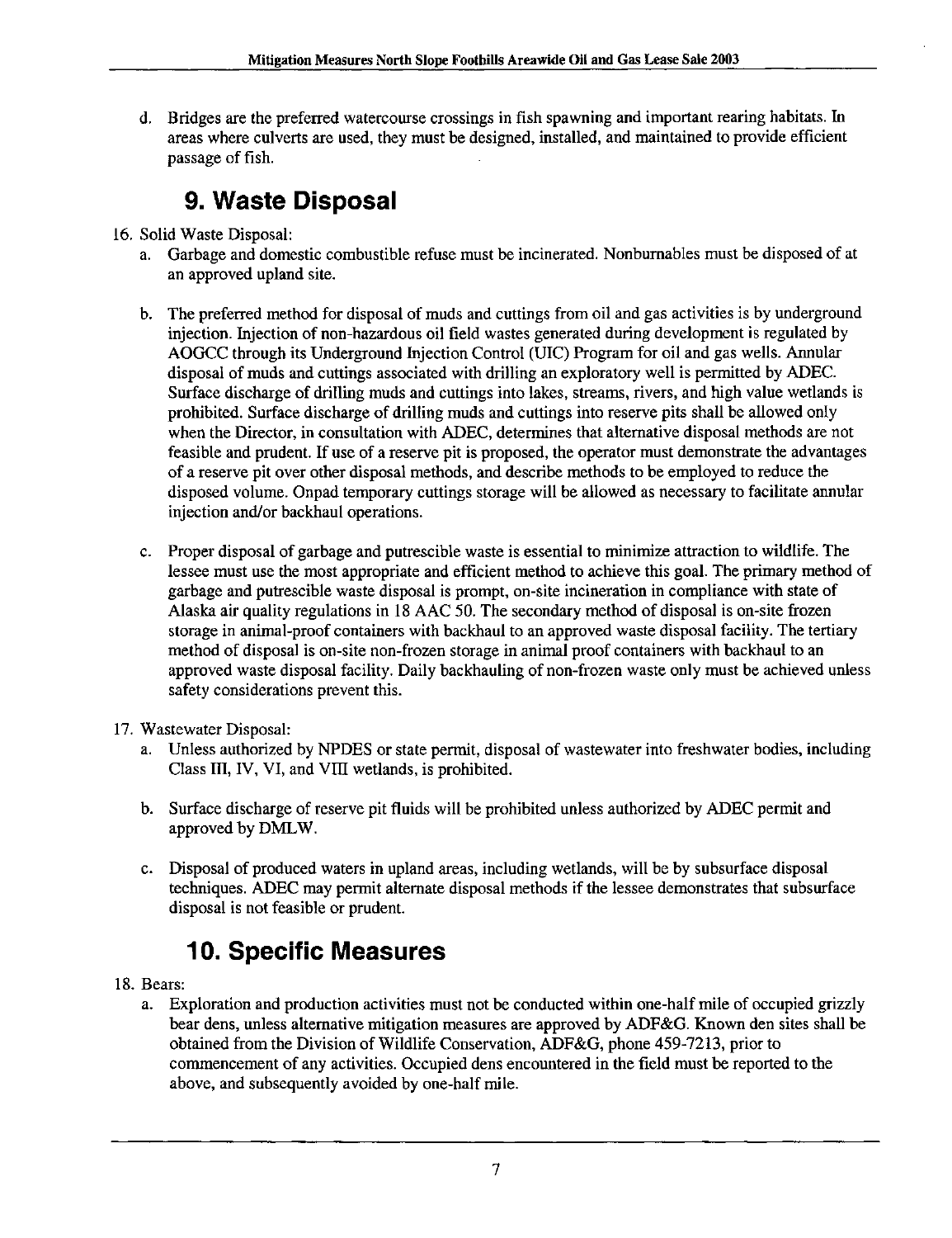d. Bridges are the preferred watercourse crossings in fish spawning and important rearing habitats. In areas where culverts are used, they must be designed, installed, and maintained to provide efficient passage of fish.

## 9. Waste Disposal

16. Solid Waste Disposal:
    a. Garbage and domestic combustible refuse must be incinerated. Nonburnables must be disposed of at an approved upland site.

    b. The preferred method for disposal of muds and cuttings from oil and gas activities is by underground injection. Injection of non-hazardous oil field wastes generated during development is regulated by AOGCC through its Underground Injection Control (UIC) Program for oil and gas wells. Annular disposal of muds and cuttings associated with drilling an exploratory well is permitted by ADEC. Surface discharge of drilling muds and cuttings into lakes, streams, rivers, and high value wetlands is prohibited. Surface discharge of drilling muds and cuttings into reserve pits shall be allowed only when the Director, in consultation with ADEC, determines that alternative disposal methods are not feasible and prudent. If use of a reserve pit is proposed, the operator must demonstrate the advantages of a reserve pit over other disposal methods, and describe methods to be employed to reduce the disposed volume. Onpad temporary cuttings storage will be allowed as necessary to facilitate annular injection and/or backhaul operations.

    c. Proper disposal of garbage and putrescible waste is essential to minimize attraction to wildlife. The lessee must use the most appropriate and efficient method to achieve this goal. The primary method of garbage and putrescible waste disposal is prompt, on-site incineration in compliance with state of Alaska air quality regulations in 18 AAC 50. The secondary method of disposal is on-site frozen storage in animal-proof containers with backhaul to an approved waste disposal facility. The tertiary method of disposal is on-site non-frozen storage in animal proof containers with backhaul to an approved waste disposal facility. Daily backhauling of non-frozen waste only must be achieved unless safety considerations prevent this.

17. Wastewater Disposal:
    a. Unless authorized by NPDES or state permit, disposal of wastewater into freshwater bodies, including Class III, IV, VI, and VIII wetlands, is prohibited.

    b. Surface discharge of reserve pit fluids will be prohibited unless authorized by ADEC permit and approved by DMLW.

    c. Disposal of produced waters in upland areas, including wetlands, will be by subsurface disposal techniques. ADEC may permit alternate disposal methods if the lessee demonstrates that subsurface disposal is not feasible or prudent.

## 10. Specific Measures

18. Bears:
    a. Exploration and production activities must not be conducted within one-half mile of occupied grizzly bear dens, unless alternative mitigation measures are approved by ADF&G. Known den sites shall be obtained from the Division of Wildlife Conservation, ADF&G, phone 459-7213, prior to commencement of any activities. Occupied dens encountered in the field must be reported to the above, and subsequently avoided by one-half mile.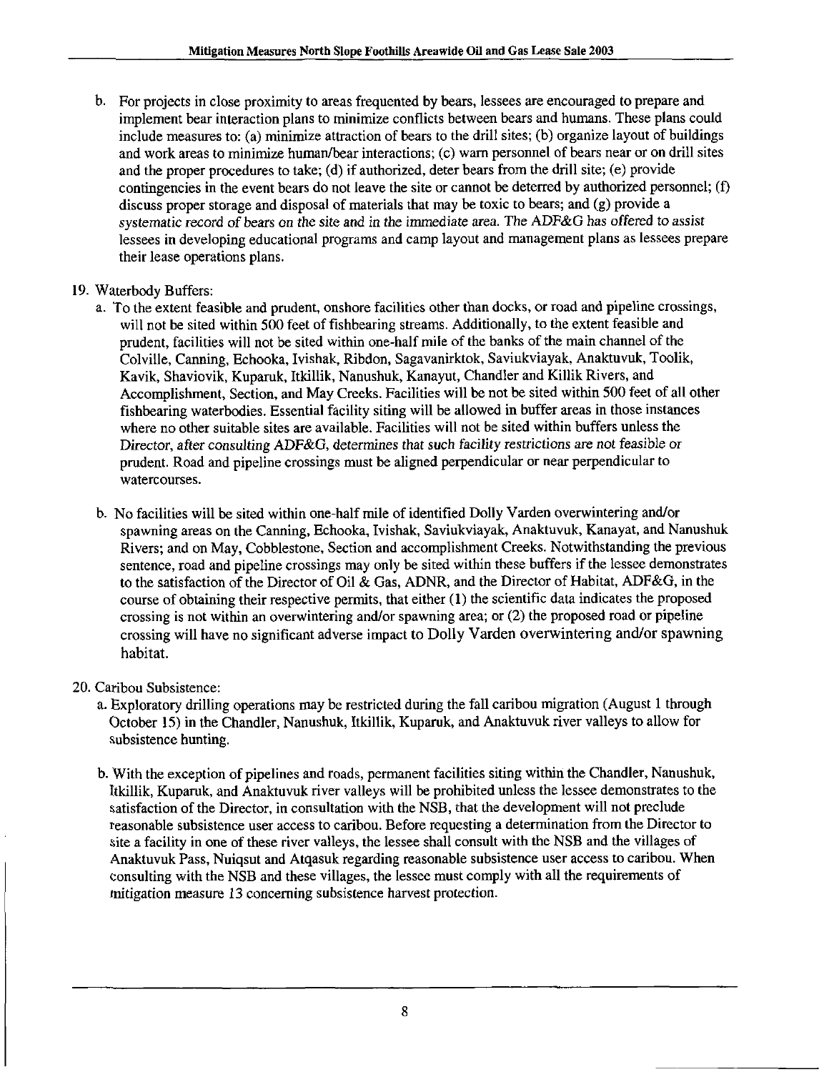b. For projects in close proximity to areas frequented by bears, lessees are encouraged to prepare and implement bear interaction plans to minimize conflicts between bears and humans. These plans could include measures to: (a) minimize attraction of bears to the drill sites; (b) organize layout of buildings and work areas to minimize human/bear interactions; (c) warn personnel of bears near or on drill sites and the proper procedures to take; (d) if authorized, deter bears from the drill site; (e) provide contingencies in the event bears do not leave the site or cannot be deterred by authorized personnel; (f) discuss proper storage and disposal of materials that may be toxic to bears; and (g) provide a systematic record of bears on the site and in the immediate area. The ADF&G has offered to assist lessees in developing educational programs and camp layout and management plans as lessees prepare their lease operations plans.

19. Waterbody Buffers:

   a. To the extent feasible and prudent, onshore facilities other than docks, or road and pipeline crossings, will not be sited within 500 feet of fishbearing streams. Additionally, to the extent feasible and prudent, facilities will not be sited within one-half mile of the banks of the main channel of the Colville, Canning, Echooka, Ivishak, Ribdon, Sagavanirktok, Saviukviayak, Anaktuvuk, Toolik, Kavik, Shaviovik, Kuparuk, Itkillik, Nanushuk, Kanayut, Chandler and Killik Rivers, and Accomplishment, Section, and May Creeks. Facilities will be not be sited within 500 feet of all other fishbearing waterbodies. Essential facility siting will be allowed in buffer areas in those instances where no other suitable sites are available. Facilities will not be sited within buffers unless the Director, after consulting ADF&G, determines that such facility restrictions are not feasible or prudent. Road and pipeline crossings must be aligned perpendicular or near perpendicular to watercourses.

   b. No facilities will be sited within one-half mile of identified Dolly Varden overwintering and/or spawning areas on the Canning, Echooka, Ivishak, Saviukviayak, Anaktuvuk, Kanayat, and Nanushuk Rivers; and on May, Cobblestone, Section and accomplishment Creeks. Notwithstanding the previous sentence, road and pipeline crossings may only be sited within these buffers if the lessee demonstrates to the satisfaction of the Director of Oil & Gas, ADNR, and the Director of Habitat, ADF&G, in the course of obtaining their respective permits, that either (1) the scientific data indicates the proposed crossing is not within an overwintering and/or spawning area; or (2) the proposed road or pipeline crossing will have no significant adverse impact to Dolly Varden overwintering and/or spawning habitat.

20. Caribou Subsistence:

   a. Exploratory drilling operations may be restricted during the fall caribou migration (August 1 through October 15) in the Chandler, Nanushuk, Itkillik, Kuparuk, and Anaktuvuk river valleys to allow for subsistence hunting.

   b. With the exception of pipelines and roads, permanent facilities siting within the Chandler, Nanushuk, Itkillik, Kuparuk, and Anaktuvuk river valleys will be prohibited unless the lessee demonstrates to the satisfaction of the Director, in consultation with the NSB, that the development will not preclude reasonable subsistence user access to caribou. Before requesting a determination from the Director to site a facility in one of these river valleys, the lessee shall consult with the NSB and the villages of Anaktuvuk Pass, Nuiqsut and Atqasuk regarding reasonable subsistence user access to caribou. When consulting with the NSB and these villages, the lessee must comply with all the requirements of mitigation measure 13 concerning subsistence harvest protection.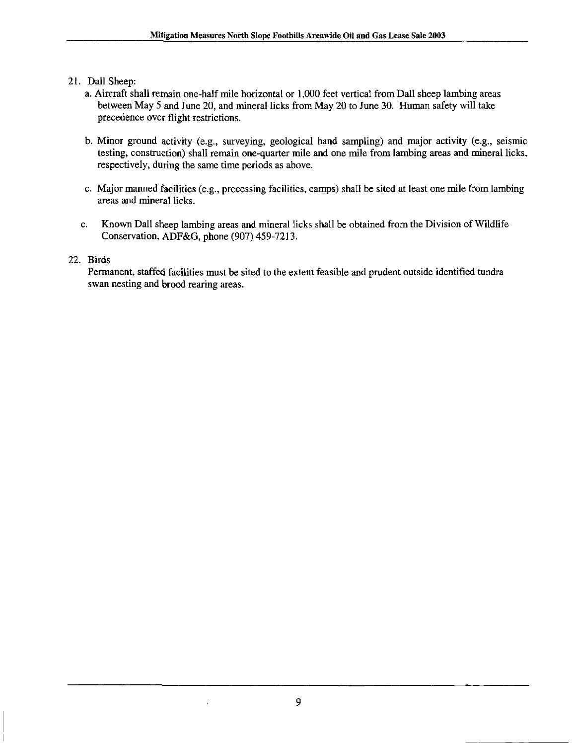21. Dall Sheep:
    a. Aircraft shall remain one-half mile horizontal or 1,000 feet vertical from Dall sheep lambing areas between May 5 and June 20, and mineral licks from May 20 to June 30. Human safety will take precedence over flight restrictions.

    b. Minor ground activity (e.g., surveying, geological hand sampling) and major activity (e.g., seismic testing, construction) shall remain one-quarter mile and one mile from lambing areas and mineral licks, respectively, during the same time periods as above.

    c. Major manned facilities (e.g., processing facilities, camps) shall be sited at least one mile from lambing areas and mineral licks.

    c. Known Dall sheep lambing areas and mineral licks shall be obtained from the Division of Wildlife Conservation, ADF&G, phone (907) 459-7213.

22. Birds

    Permanent, staffed facilities must be sited to the extent feasible and prudent outside identified tundra swan nesting and brood rearing areas.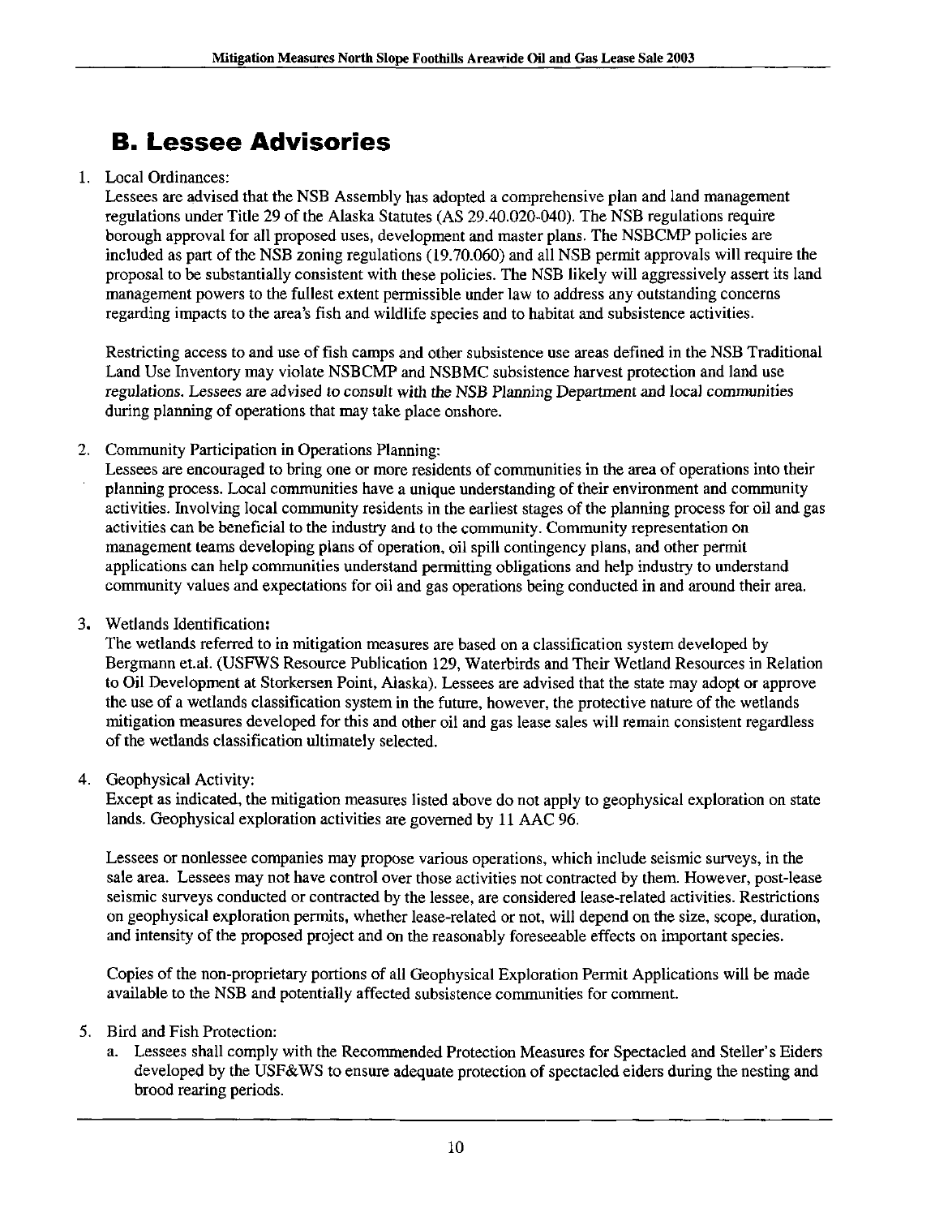## B. Lessee Advisories

1. Local Ordinances:
   Lessees are advised that the NSB Assembly has adopted a comprehensive plan and land management regulations under Title 29 of the Alaska Statutes (AS 29.40.020-040). The NSB regulations require borough approval for all proposed uses, development and master plans. The NSBCMP policies are included as part of the NSB zoning regulations (19.70.060) and all NSB permit approvals will require the proposal to be substantially consistent with these policies. The NSB likely will aggressively assert its land management powers to the fullest extent permissible under law to address any outstanding concerns regarding impacts to the area's fish and wildlife species and to habitat and subsistence activities.

   Restricting access to and use of fish camps and other subsistence use areas defined in the NSB Traditional Land Use Inventory may violate NSBCMP and NSBMC subsistence harvest protection and land use regulations. Lessees are advised to consult with the NSB Planning Department and local communities during planning of operations that may take place onshore.

2. Community Participation in Operations Planning:
   Lessees are encouraged to bring one or more residents of communities in the area of operations into their planning process. Local communities have a unique understanding of their environment and community activities. Involving local community residents in the earliest stages of the planning process for oil and gas activities can be beneficial to the industry and to the community. Community representation on management teams developing plans of operation, oil spill contingency plans, and other permit applications can help communities understand permitting obligations and help industry to understand community values and expectations for oil and gas operations being conducted in and around their area.

3. Wetlands Identification:
   The wetlands referred to in mitigation measures are based on a classification system developed by Bergmann et.al. (USFWS Resource Publication 129, Waterbirds and Their Wetland Resources in Relation to Oil Development at Storkersen Point, Alaska). Lessees are advised that the state may adopt or approve the use of a wetlands classification system in the future, however, the protective nature of the wetlands mitigation measures developed for this and other oil and gas lease sales will remain consistent regardless of the wetlands classification ultimately selected.

4. Geophysical Activity:
   Except as indicated, the mitigation measures listed above do not apply to geophysical exploration on state lands. Geophysical exploration activities are governed by 11 AAC 96.

   Lessees or nonlessee companies may propose various operations, which include seismic surveys, in the sale area. Lessees may not have control over those activities not contracted by them. However, post-lease seismic surveys conducted or contracted by the lessee, are considered lease-related activities. Restrictions on geophysical exploration permits, whether lease-related or not, will depend on the size, scope, duration, and intensity of the proposed project and on the reasonably foreseeable effects on important species.

   Copies of the non-proprietary portions of all Geophysical Exploration Permit Applications will be made available to the NSB and potentially affected subsistence communities for comment.

5. Bird and Fish Protection:
   a. Lessees shall comply with the Recommended Protection Measures for Spectacled and Steller's Eiders developed by the USF&WS to ensure adequate protection of spectacled eiders during the nesting and brood rearing periods.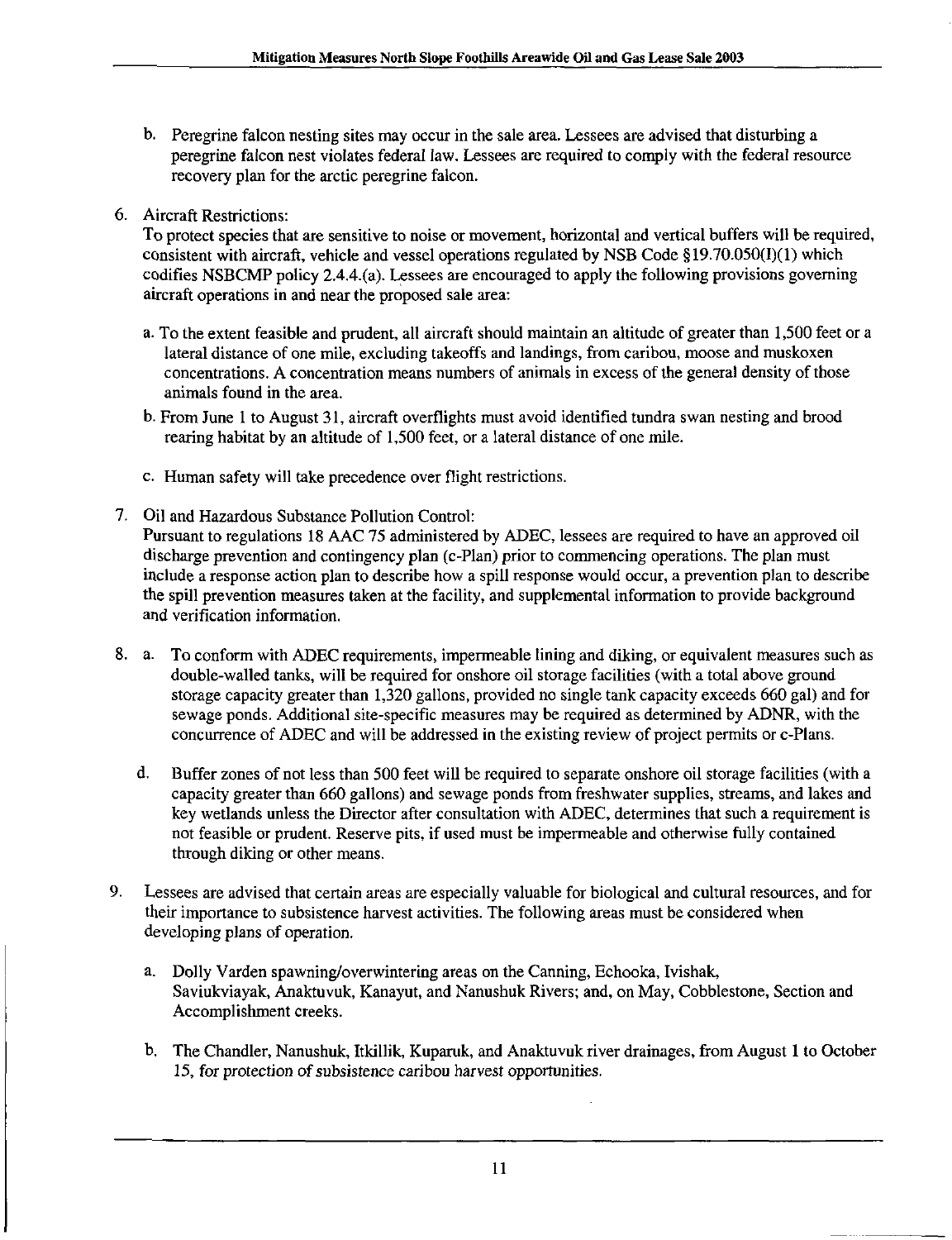b. Peregrine falcon nesting sites may occur in the sale area. Lessees are advised that disturbing a peregrine falcon nest violates federal law. Lessees are required to comply with the federal resource recovery plan for the arctic peregrine falcon.

6. Aircraft Restrictions:
To protect species that are sensitive to noise or movement, horizontal and vertical buffers will be required, consistent with aircraft, vehicle and vessel operations regulated by NSB Code §19.70.050(I)(1) which codifies NSBCMP policy 2.4.4.(a). Lessees are encouraged to apply the following provisions governing aircraft operations in and near the proposed sale area:

   a. To the extent feasible and prudent, all aircraft should maintain an altitude of greater than 1,500 feet or a lateral distance of one mile, excluding takeoffs and landings, from caribou, moose and muskoxen concentrations. A concentration means numbers of animals in excess of the general density of those animals found in the area.

   b. From June 1 to August 31, aircraft overflights must avoid identified tundra swan nesting and brood rearing habitat by an altitude of 1,500 feet, or a lateral distance of one mile.

   c. Human safety will take precedence over flight restrictions.

7. Oil and Hazardous Substance Pollution Control:
Pursuant to regulations 18 AAC 75 administered by ADEC, lessees are required to have an approved oil discharge prevention and contingency plan (c-Plan) prior to commencing operations. The plan must include a response action plan to describe how a spill response would occur, a prevention plan to describe the spill prevention measures taken at the facility, and supplemental information to provide background and verification information.

8. a. To conform with ADEC requirements, impermeable lining and diking, or equivalent measures such as double-walled tanks, will be required for onshore oil storage facilities (with a total above ground storage capacity greater than 1,320 gallons, provided no single tank capacity exceeds 660 gal) and for sewage ponds. Additional site-specific measures may be required as determined by ADNR, with the concurrence of ADEC and will be addressed in the existing review of project permits or c-Plans.

   d. Buffer zones of not less than 500 feet will be required to separate onshore oil storage facilities (with a capacity greater than 660 gallons) and sewage ponds from freshwater supplies, streams, and lakes and key wetlands unless the Director after consultation with ADEC, determines that such a requirement is not feasible or prudent. Reserve pits, if used must be impermeable and otherwise fully contained through diking or other means.

9. Lessees are advised that certain areas are especially valuable for biological and cultural resources, and for their importance to subsistence harvest activities. The following areas must be considered when developing plans of operation.

   a. Dolly Varden spawning/overwintering areas on the Canning, Echooka, Ivishak, Saviukviayak, Anaktuvuk, Kanayut, and Nanushuk Rivers; and, on May, Cobblestone, Section and Accomplishment creeks.

   b. The Chandler, Nanushuk, Itkillik, Kuparuk, and Anaktuvuk river drainages, from August 1 to October 15, for protection of subsistence caribou harvest opportunities.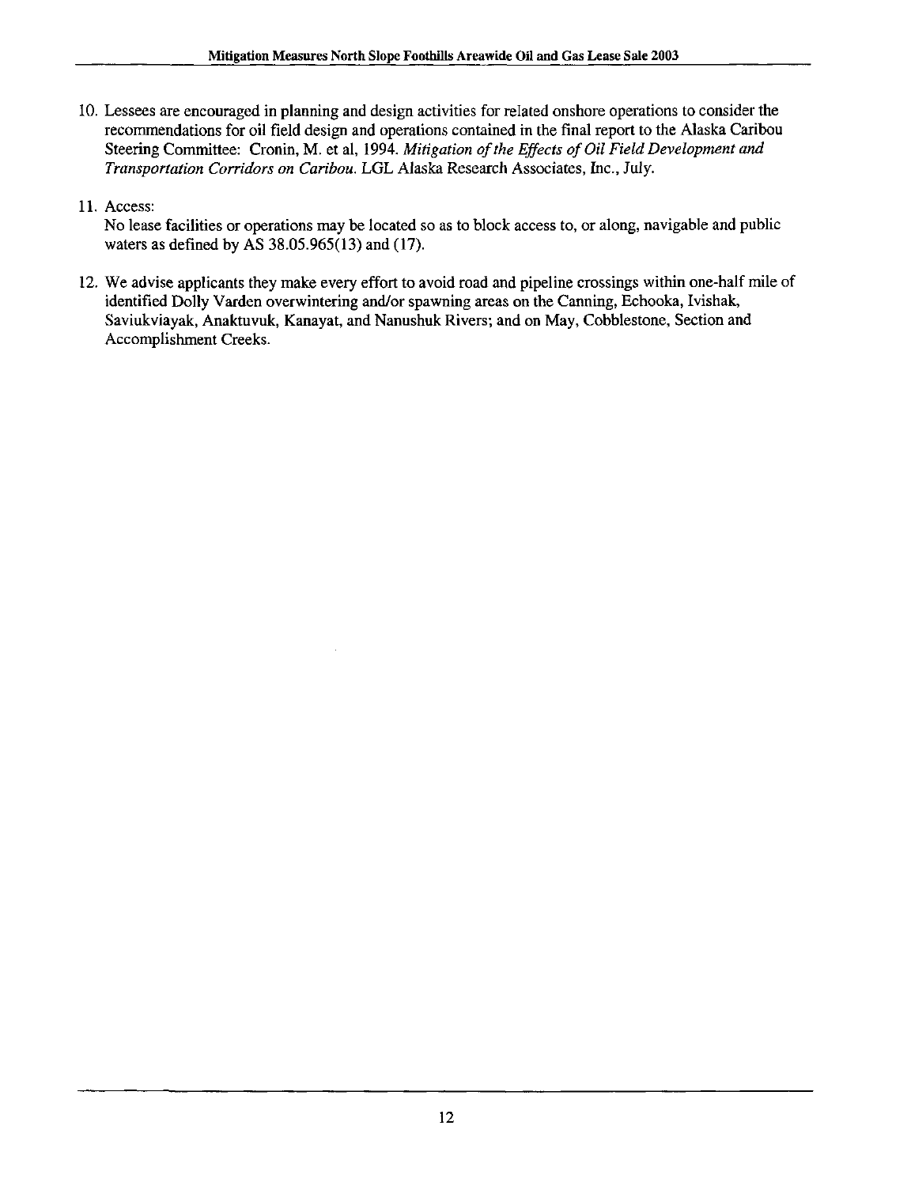10. Lessees are encouraged in planning and design activities for related onshore operations to consider the recommendations for oil field design and operations contained in the final report to the Alaska Caribou Steering Committee: Cronin, M. et al, 1994. *Mitigation of the Effects of Oil Field Development and Transportation Corridors on Caribou.* LGL Alaska Research Associates, Inc., July.

11. Access:
    No lease facilities or operations may be located so as to block access to, or along, navigable and public waters as defined by AS 38.05.965(13) and (17).

12. We advise applicants they make every effort to avoid road and pipeline crossings within one-half mile of identified Dolly Varden overwintering and/or spawning areas on the Canning, Echooka, Ivishak, Saviukviayak, Anaktuvuk, Kanayat, and Nanushuk Rivers; and on May, Cobblestone, Section and Accomplishment Creeks.